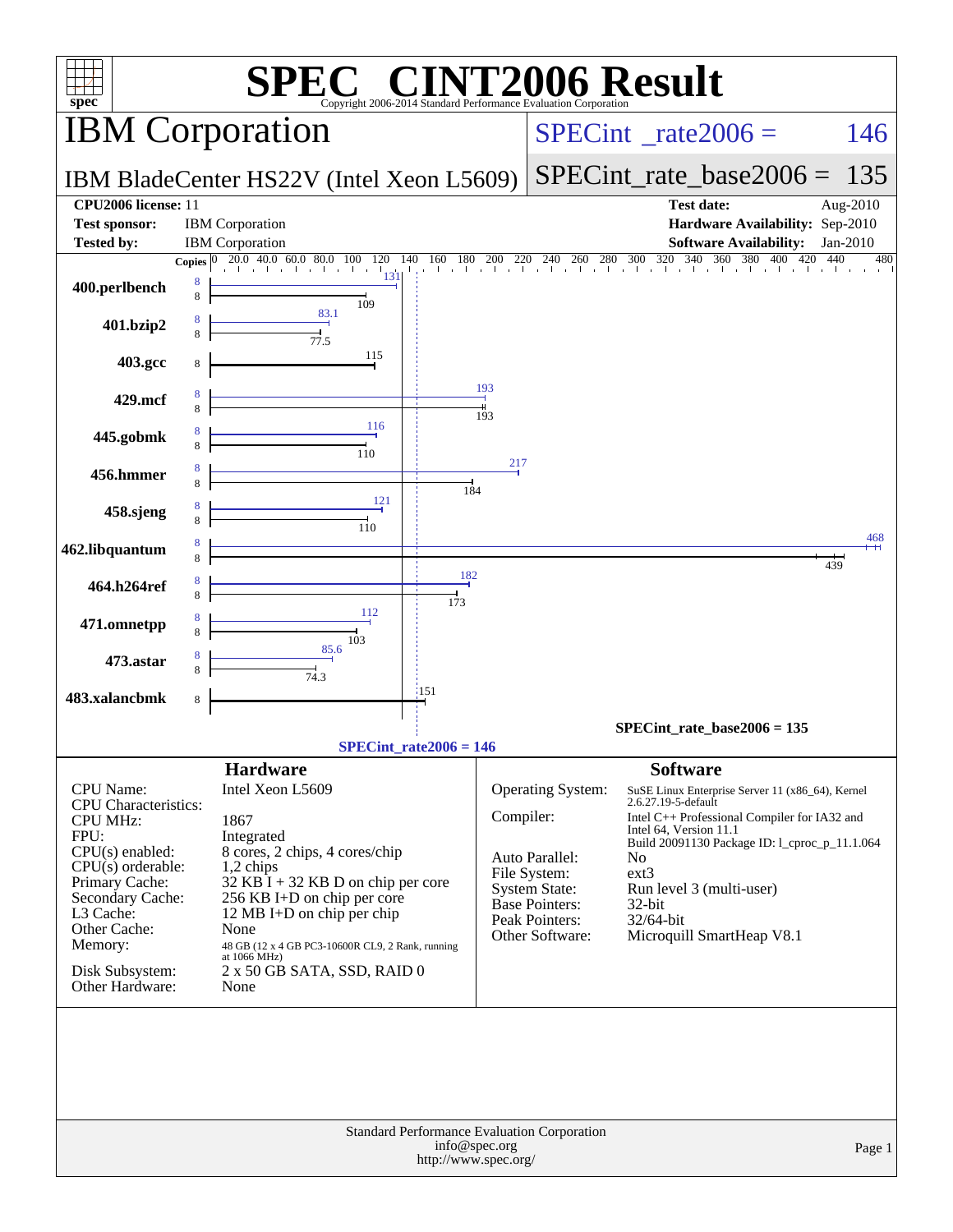# SPEC CINT2006 Result

Copyright 2006-2014 Standard Performance Evaluation Corporation

## IBM Corporation

IBM BladeCenter HS22V (Intel Xeon L5609)

SPECint_rate2006 = 146

SPECint_rate_base2006 = 135

| | | | |
|---|---|---|---|
| **CPU2006 license:** 11 | | **Test date:** | Aug-2010 |
| **Test sponsor:** | IBM Corporation | **Hardware Availability:** | Sep-2010 |
| **Tested by:** | IBM Corporation | **Software Availability:** | Jan-2010 |

Copies 0 20.0 40.0 60.0 80.0 100 120 140 160 180 200 220 240 260 280 300 320 340 360 380 400 420 440 480

400.perlbench 8 8 131 109

401.bzip2 8 8 83.1 77.5

403.gcc 8 115

429.mcf 8 8 193 193

445.gobmk 8 8 116 110

456.hmmer 8 8 217 184

458.sjeng 8 8 121 110

462.libquantum 8 8 468 439

464.h264ref 8 8 182 173

471.omnetpp 8 8 112 103

473.astar 8 8 85.6 74.3

483.xalancbmk 8 151

SPECint_rate_base2006 = 135

SPECint_rate2006 = 146

### Hardware

| | |
|---|---|
| CPU Name: | Intel Xeon L5609 |
| CPU Characteristics: | |
| CPU MHz: | 1867 |
| FPU: | Integrated |
| CPU(s) enabled: | 8 cores, 2 chips, 4 cores/chip |
| CPU(s) orderable: | 1,2 chips |
| Primary Cache: | 32 KB I + 32 KB D on chip per core |
| Secondary Cache: | 256 KB I+D on chip per core |
| L3 Cache: | 12 MB I+D on chip per chip |
| Other Cache: | None |
| Memory: | 48 GB (12 x 4 GB PC3-10600R CL9, 2 Rank, running at 1066 MHz) |
| Disk Subsystem: | 2 x 50 GB SATA, SSD, RAID 0 |
| Other Hardware: | None |

### Software

| | |
|---|---|
| Operating System: | SuSE Linux Enterprise Server 11 (x86_64), Kernel 2.6.27.19-5-default |
| Compiler: | Intel C++ Professional Compiler for IA32 and Intel 64, Version 11.1 Build 20091130 Package ID: l_cproc_p_11.1.064 |
| Auto Parallel: | No |
| File System: | ext3 |
| System State: | Run level 3 (multi-user) |
| Base Pointers: | 32-bit |
| Peak Pointers: | 32/64-bit |
| Other Software: | Microquill SmartHeap V8.1 |

Standard Performance Evaluation Corporation
info@spec.org
http://www.spec.org/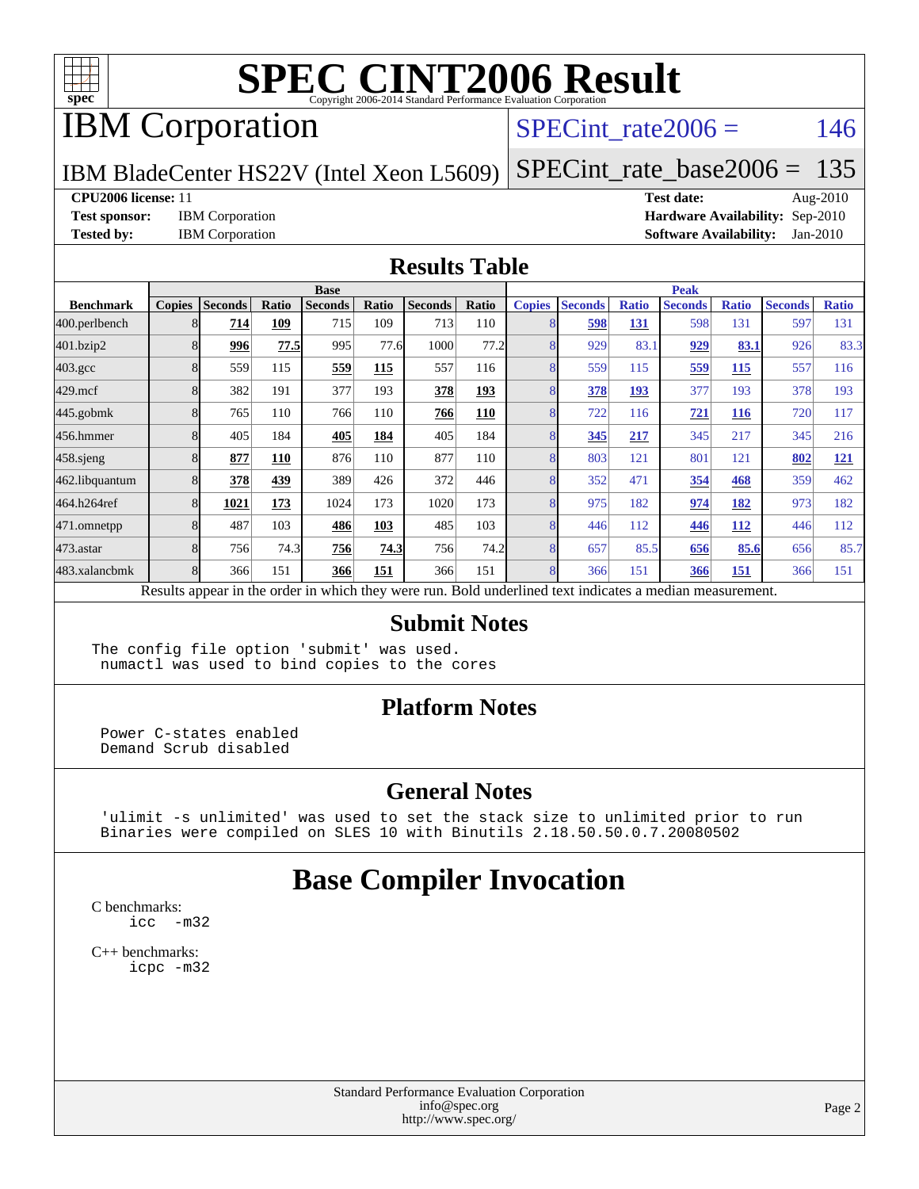# SPEC CINT2006 Result

Copyright 2006-2014 Standard Performance Evaluation Corporation

# IBM Corporation

IBM BladeCenter HS22V (Intel Xeon L5609)

SPECint_rate2006 = 146

SPECint_rate_base2006 = 135

**CPU2006 license:** 11

**Test sponsor:** IBM Corporation

**Tested by:** IBM Corporation

**Test date:** Aug-2010

**Hardware Availability:** Sep-2010

**Software Availability:** Jan-2010

## Results Table

| | Base | | | | | | | Peak | | | | | | |
|---|---|---|---|---|---|---|---|---|---|---|---|---|---|---|
| **Benchmark** | **Copies** | **Seconds** | **Ratio** | **Seconds** | **Ratio** | **Seconds** | **Ratio** | **Copies** | **Seconds** | **Ratio** | **Seconds** | **Ratio** | **Seconds** | **Ratio** |
| 400.perlbench | 8 | **714** | **109** | 715 | 109 | 713 | 110 | 8 | **598** | **131** | 598 | 131 | 597 | 131 |
| 401.bzip2 | 8 | **996** | **77.5** | 995 | 77.6 | 1000 | 77.2 | 8 | 929 | 83.1 | **929** | **83.1** | 926 | 83.3 |
| 403.gcc | 8 | 559 | 115 | **559** | **115** | 557 | 116 | 8 | 559 | 115 | **559** | **115** | 557 | 116 |
| 429.mcf | 8 | 382 | 191 | 377 | 193 | **378** | **193** | 8 | **378** | **193** | 377 | 193 | 378 | 193 |
| 445.gobmk | 8 | 765 | 110 | 766 | 110 | **766** | **110** | 8 | 722 | 116 | **721** | **116** | 720 | 117 |
| 456.hmmer | 8 | 405 | 184 | **405** | **184** | 405 | 184 | 8 | **345** | **217** | 345 | 217 | 345 | 216 |
| 458.sjeng | 8 | **877** | **110** | 876 | 110 | 877 | 110 | 8 | 803 | 121 | 801 | 121 | **802** | **121** |
| 462.libquantum | 8 | **378** | **439** | 389 | 426 | 372 | 446 | 8 | 352 | 471 | **354** | **468** | 359 | 462 |
| 464.h264ref | 8 | **1021** | **173** | 1024 | 173 | 1020 | 173 | 8 | 975 | 182 | **974** | **182** | 973 | 182 |
| 471.omnetpp | 8 | 487 | 103 | **486** | **103** | 485 | 103 | 8 | 446 | 112 | **446** | **112** | 446 | 112 |
| 473.astar | 8 | 756 | 74.3 | **756** | **74.3** | 756 | 74.2 | 8 | 657 | 85.5 | **656** | **85.6** | 656 | 85.7 |
| 483.xalancbmk | 8 | 366 | 151 | **366** | **151** | 366 | 151 | 8 | 366 | 151 | **366** | **151** | 366 | 151 |

Results appear in the order in which they were run. Bold underlined text indicates a median measurement.

## Submit Notes

```
The config file option 'submit' was used.
 numactl was used to bind copies to the cores
```

## Platform Notes

```
 Power C-states enabled
 Demand Scrub disabled
```

## General Notes

```
 'ulimit -s unlimited' was used to set the stack size to unlimited prior to run
 Binaries were compiled on SLES 10 with Binutils 2.18.50.50.0.7.20080502
```

# Base Compiler Invocation

C benchmarks:

```
icc  -m32
```

C++ benchmarks:

```
icpc -m32
```

Standard Performance Evaluation Corporation
info@spec.org
http://www.spec.org/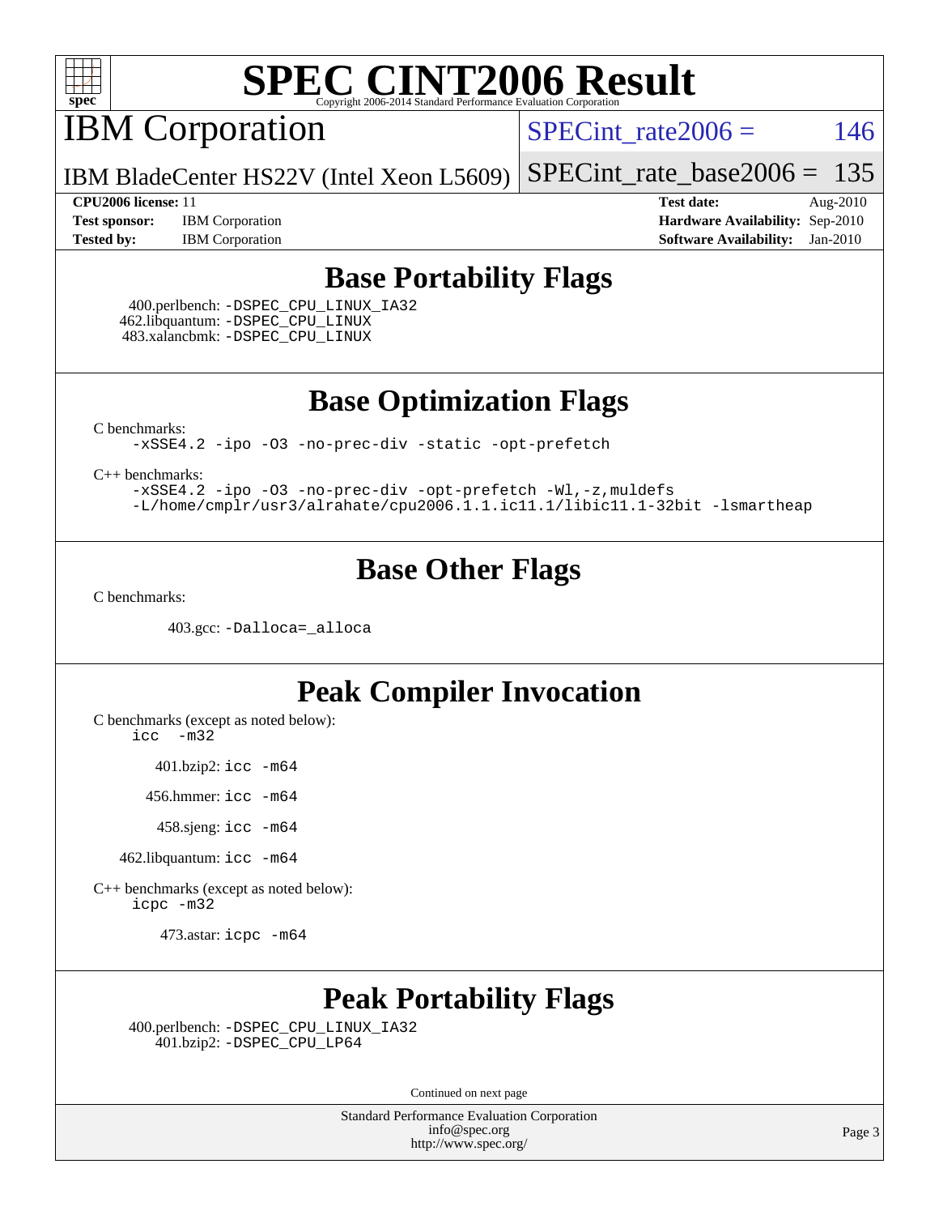# SPEC CINT2006 Result

Copyright 2006-2014 Standard Performance Evaluation Corporation

## IBM Corporation

IBM BladeCenter HS22V (Intel Xeon L5609)

SPECint_rate2006 = 146

SPECint_rate_base2006 = 135

**CPU2006 license:** 11
**Test sponsor:** IBM Corporation
**Tested by:** IBM Corporation

**Test date:** Aug-2010
**Hardware Availability:** Sep-2010
**Software Availability:** Jan-2010

## Base Portability Flags

400.perlbench: -DSPEC_CPU_LINUX_IA32
462.libquantum: -DSPEC_CPU_LINUX
483.xalancbmk: -DSPEC_CPU_LINUX

## Base Optimization Flags

C benchmarks:

```
-xSSE4.2 -ipo -O3 -no-prec-div -static -opt-prefetch
```

C++ benchmarks:

```
-xSSE4.2 -ipo -O3 -no-prec-div -opt-prefetch -Wl,-z,muldefs
-L/home/cmplr/usr3/alrahate/cpu2006.1.1.ic11.1/libic11.1-32bit -lsmartheap
```

## Base Other Flags

C benchmarks:

403.gcc: -Dalloca=_alloca

## Peak Compiler Invocation

C benchmarks (except as noted below):
icc -m32

401.bzip2: icc -m64

456.hmmer: icc -m64

458.sjeng: icc -m64

462.libquantum: icc -m64

C++ benchmarks (except as noted below):
icpc -m32

473.astar: icpc -m64

## Peak Portability Flags

400.perlbench: -DSPEC_CPU_LINUX_IA32
401.bzip2: -DSPEC_CPU_LP64

Continued on next page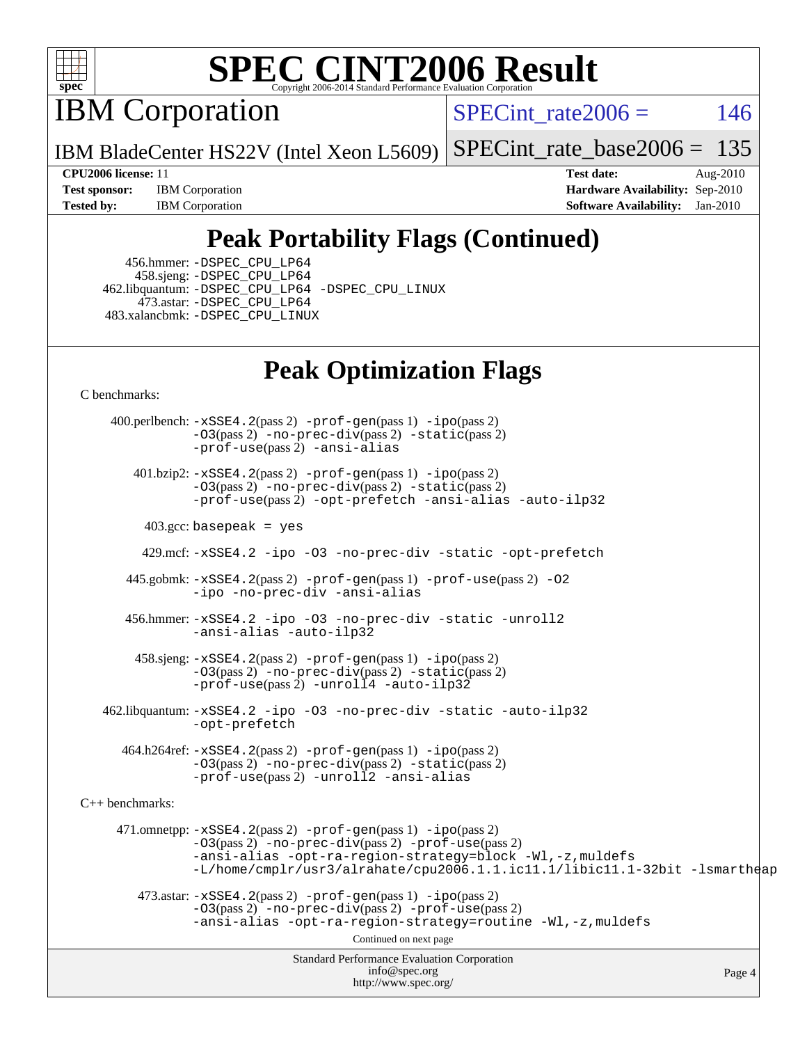# SPEC CINT2006 Result

Copyright 2006-2014 Standard Performance Evaluation Corporation

## IBM Corporation

IBM BladeCenter HS22V (Intel Xeon L5609)

SPECint_rate2006 = 146

SPECint_rate_base2006 = 135

**CPU2006 license:** 11
**Test sponsor:** IBM Corporation
**Tested by:** IBM Corporation

**Test date:** Aug-2010
**Hardware Availability:** Sep-2010
**Software Availability:** Jan-2010

## Peak Portability Flags (Continued)

456.hmmer: -DSPEC_CPU_LP64
458.sjeng: -DSPEC_CPU_LP64
462.libquantum: -DSPEC_CPU_LP64 -DSPEC_CPU_LINUX
473.astar: -DSPEC_CPU_LP64
483.xalancbmk: -DSPEC_CPU_LINUX

## Peak Optimization Flags

C benchmarks:

400.perlbench: -xSSE4.2(pass 2) -prof-gen(pass 1) -ipo(pass 2) -O3(pass 2) -no-prec-div(pass 2) -static(pass 2) -prof-use(pass 2) -ansi-alias

401.bzip2: -xSSE4.2(pass 2) -prof-gen(pass 1) -ipo(pass 2) -O3(pass 2) -no-prec-div(pass 2) -static(pass 2) -prof-use(pass 2) -opt-prefetch -ansi-alias -auto-ilp32

403.gcc: basepeak = yes

429.mcf: -xSSE4.2 -ipo -O3 -no-prec-div -static -opt-prefetch

445.gobmk: -xSSE4.2(pass 2) -prof-gen(pass 1) -prof-use(pass 2) -O2 -ipo -no-prec-div -ansi-alias

456.hmmer: -xSSE4.2 -ipo -O3 -no-prec-div -static -unroll2 -ansi-alias -auto-ilp32

458.sjeng: -xSSE4.2(pass 2) -prof-gen(pass 1) -ipo(pass 2) -O3(pass 2) -no-prec-div(pass 2) -static(pass 2) -prof-use(pass 2) -unroll4 -auto-ilp32

462.libquantum: -xSSE4.2 -ipo -O3 -no-prec-div -static -auto-ilp32 -opt-prefetch

464.h264ref: -xSSE4.2(pass 2) -prof-gen(pass 1) -ipo(pass 2) -O3(pass 2) -no-prec-div(pass 2) -static(pass 2) -prof-use(pass 2) -unroll2 -ansi-alias

C++ benchmarks:

471.omnetpp: -xSSE4.2(pass 2) -prof-gen(pass 1) -ipo(pass 2) -O3(pass 2) -no-prec-div(pass 2) -prof-use(pass 2) -ansi-alias -opt-ra-region-strategy=block -Wl,-z,muldefs -L/home/cmplr/usr3/alrahate/cpu2006.1.1.ic11.1/libic11.1-32bit -lsmartheap

473.astar: -xSSE4.2(pass 2) -prof-gen(pass 1) -ipo(pass 2) -O3(pass 2) -no-prec-div(pass 2) -prof-use(pass 2) -ansi-alias -opt-ra-region-strategy=routine -Wl,-z,muldefs

Continued on next page

Standard Performance Evaluation Corporation
info@spec.org
http://www.spec.org/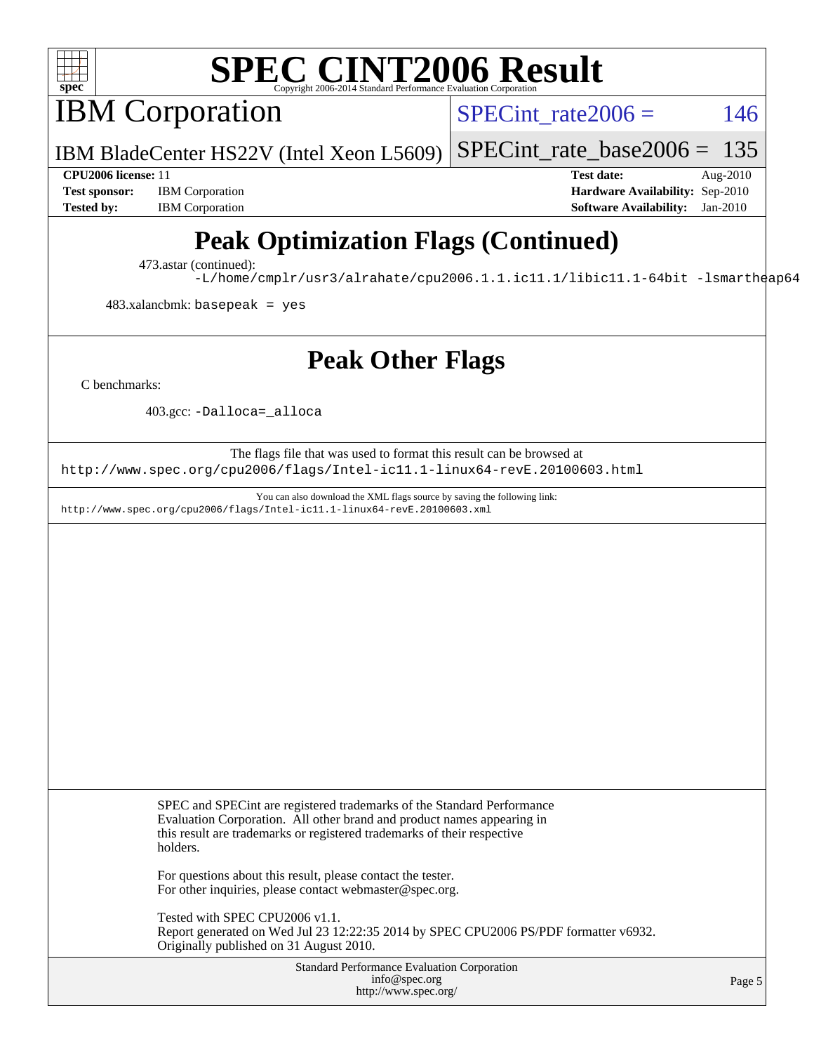# SPEC CINT2006 Result

Copyright 2006-2014 Standard Performance Evaluation Corporation

## IBM Corporation

IBM BladeCenter HS22V (Intel Xeon L5609)

SPECint_rate2006 = 146

SPECint_rate_base2006 = 135

**CPU2006 license:** 11
**Test sponsor:** IBM Corporation
**Tested by:** IBM Corporation

**Test date:** Aug-2010
**Hardware Availability:** Sep-2010
**Software Availability:** Jan-2010

## Peak Optimization Flags (Continued)

473.astar (continued):
`-L/home/cmplr/usr3/alrahate/cpu2006.1.1.ic11.1/libic11.1-64bit -lsmartheap64`

483.xalancbmk: `basepeak = yes`

## Peak Other Flags

C benchmarks:

403.gcc: `-Dalloca=_alloca`

The flags file that was used to format this result can be browsed at
http://www.spec.org/cpu2006/flags/Intel-ic11.1-linux64-revE.20100603.html

You can also download the XML flags source by saving the following link:
http://www.spec.org/cpu2006/flags/Intel-ic11.1-linux64-revE.20100603.xml

SPEC and SPECint are registered trademarks of the Standard Performance Evaluation Corporation. All other brand and product names appearing in this result are trademarks or registered trademarks of their respective holders.

For questions about this result, please contact the tester.
For other inquiries, please contact webmaster@spec.org.

Tested with SPEC CPU2006 v1.1.
Report generated on Wed Jul 23 12:22:35 2014 by SPEC CPU2006 PS/PDF formatter v6932.
Originally published on 31 August 2010.

Standard Performance Evaluation Corporation
info@spec.org
http://www.spec.org/